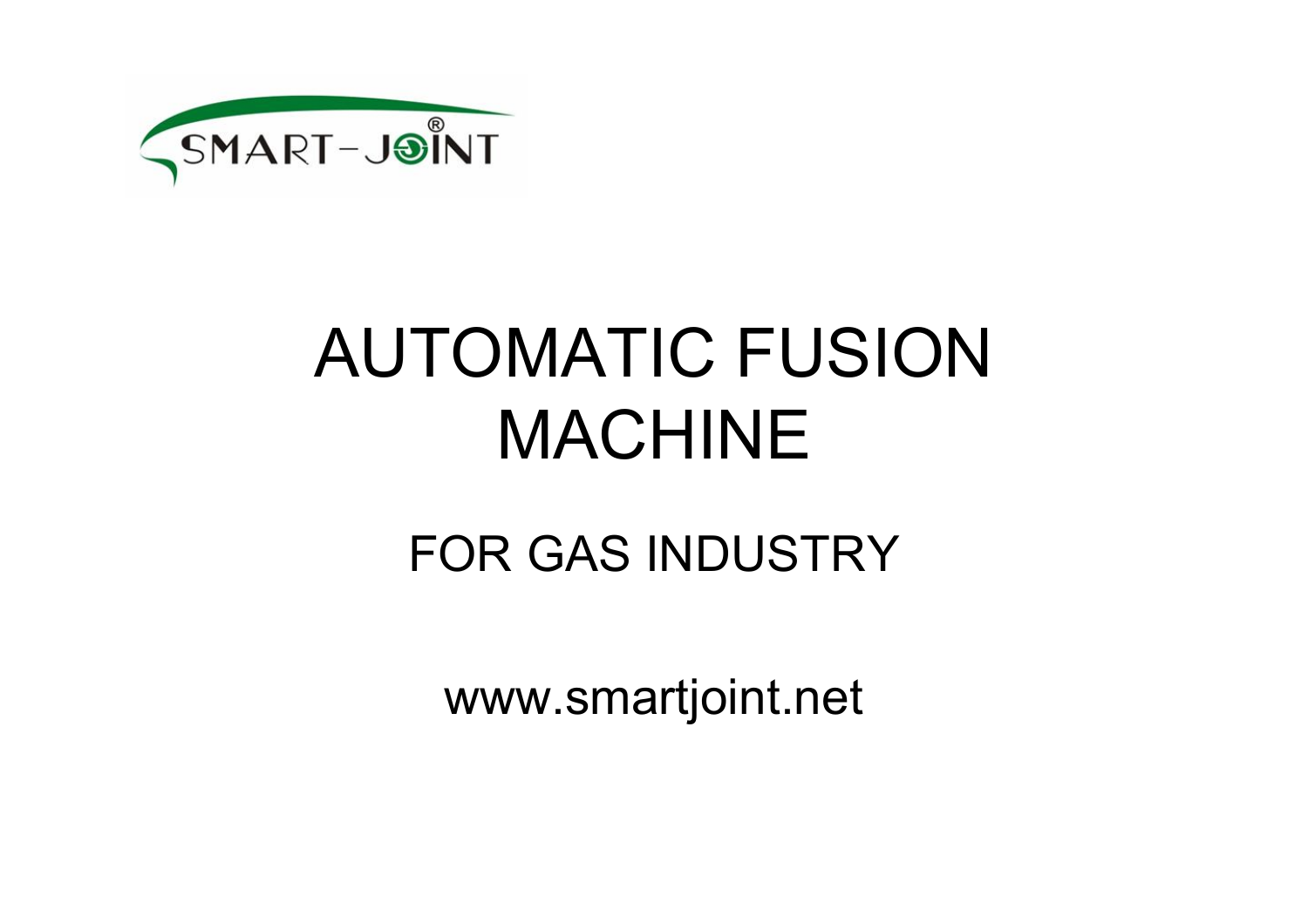SMART-JOINT®

# AUTOMATIC FUSION MACHINE

## FOR GAS INDUSTRY

www.smartjoint.net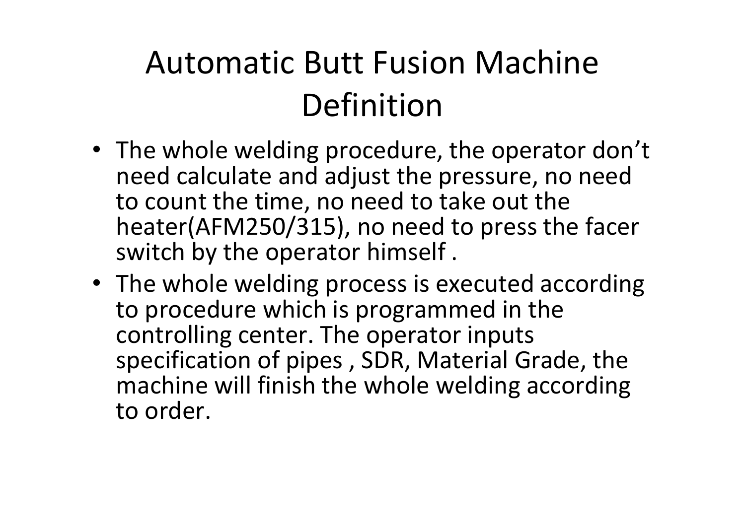# Automatic Butt Fusion Machine Definition

- The whole welding procedure, the operator don't need calculate and adjust the pressure, no need to count the time, no need to take out the heater(AFM250/315), no need to press the facer switch by the operator himself .
- The whole welding process is executed according to procedure which is programmed in the controlling center. The operator inputs specification of pipes , SDR, Material Grade, the machine will finish the whole welding according to order.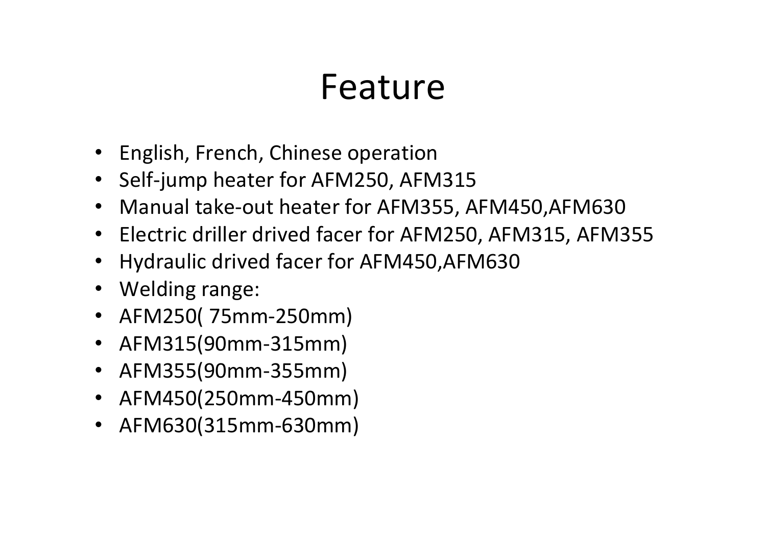# Feature

- English, French, Chinese operation
- Self-jump heater for AFM250, AFM315
- Manual take-out heater for AFM355, AFM450,AFM630
- Electric driller drived facer for AFM250, AFM315, AFM355
- Hydraulic drived facer for AFM450,AFM630
- Welding range:
- AFM250( 75mm-250mm)
- AFM315(90mm-315mm)
- AFM355(90mm-355mm)
- AFM450(250mm-450mm)
- AFM630(315mm-630mm)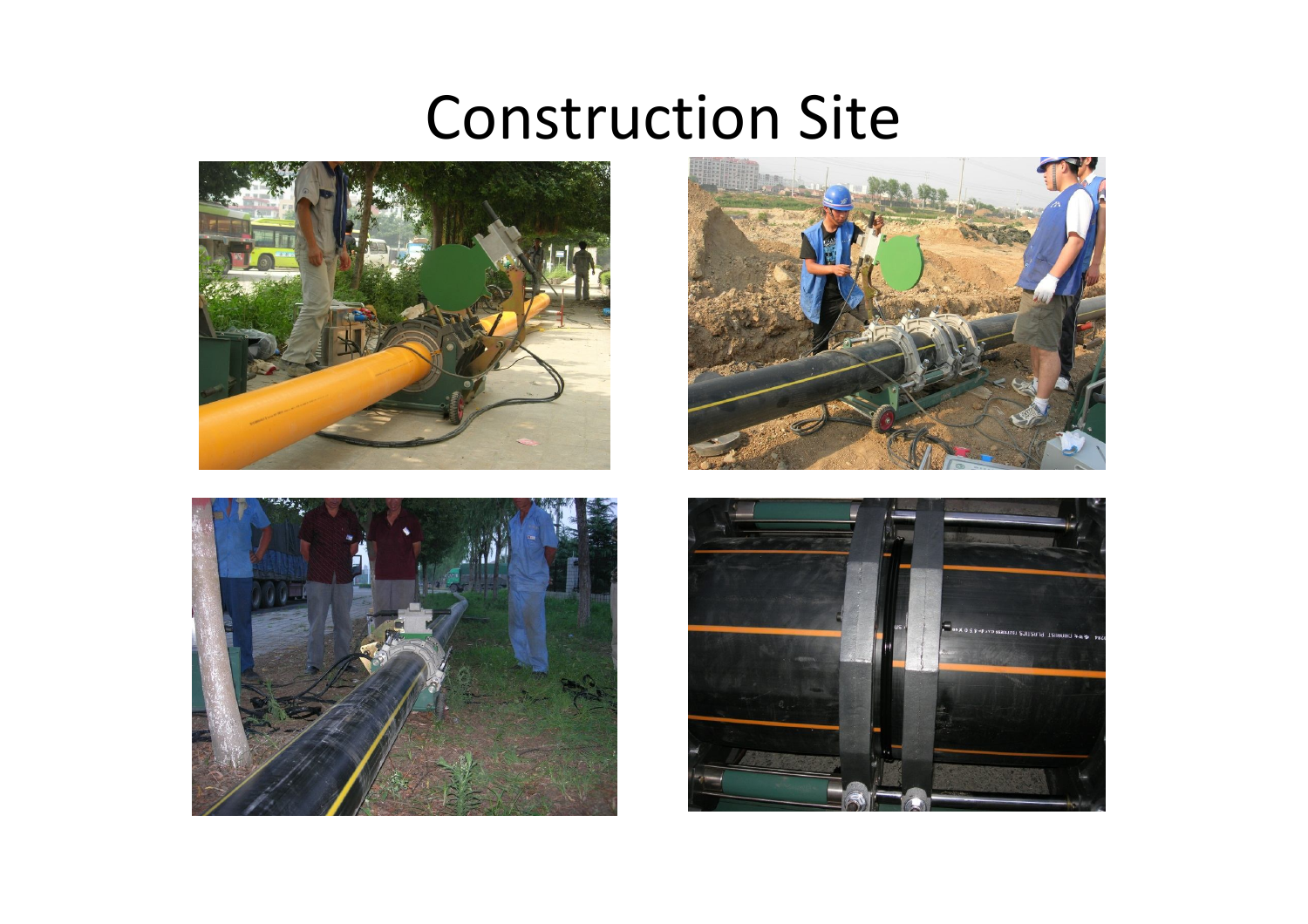# Construction Site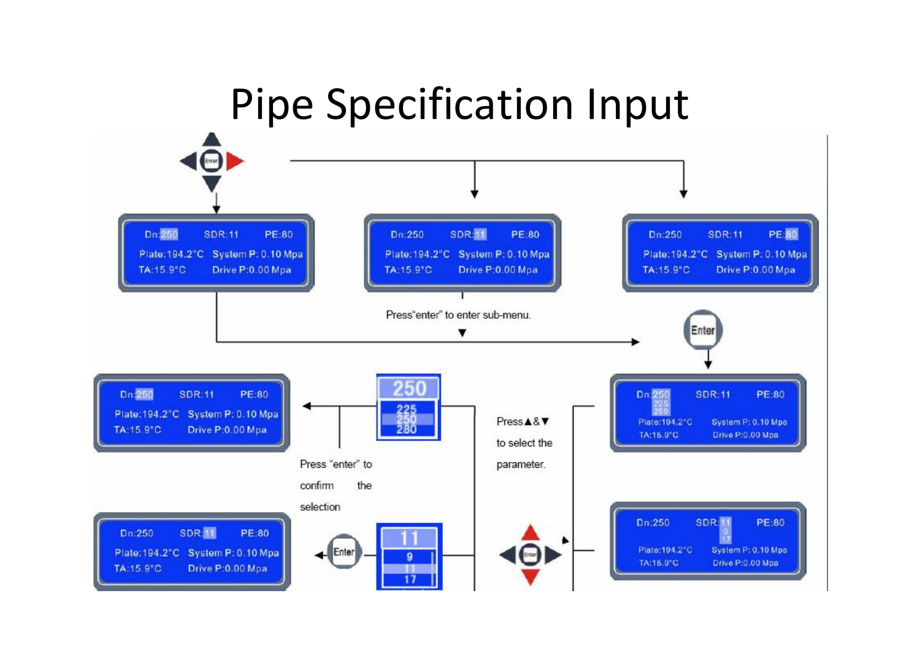# Pipe Specification Input

Dn:250 SDR:11 PE:80
Plate:194.2°C System P: 0.10 Mpa
TA:15.9°C Drive P:0.00 Mpa

Dn:250 SDR:11 PE:80
Plate:194.2°C System P: 0.10 Mpa
TA:15.9°C Drive P:0.00 Mpa

Dn:250 SDR:11 PE:80
Plate:194.2°C System P: 0.10 Mpa
TA:15.9°C Drive P:0.00 Mpa

Press"enter" to enter sub-menu.

Enter

Dn:250 SDR:11 PE:80
Plate:194.2°C System P: 0.10 Mpa
TA:15.9°C Drive P:0.00 Mpa

250
225
250
280

Press ▲&▼ to select the parameter.

Dn:250 225 280 SDR:11 PE:80
Plate:194.2°C System P: 0.10 Mpa
TA:15.9°C Drive P:0.00 Mpa

Press "enter" to confirm the selection

Dn:250 SDR:11 PE:80
Plate:194.2°C System P: 0.10 Mpa
TA:15.9°C Drive P:0.00 Mpa

Enter

11
9
11
17

Dn:250 SDR:11 9 17 PE:80
Plate:194.2°C System P: 0.10 Mpa
TA:15.9°C Drive P:0.00 Mpa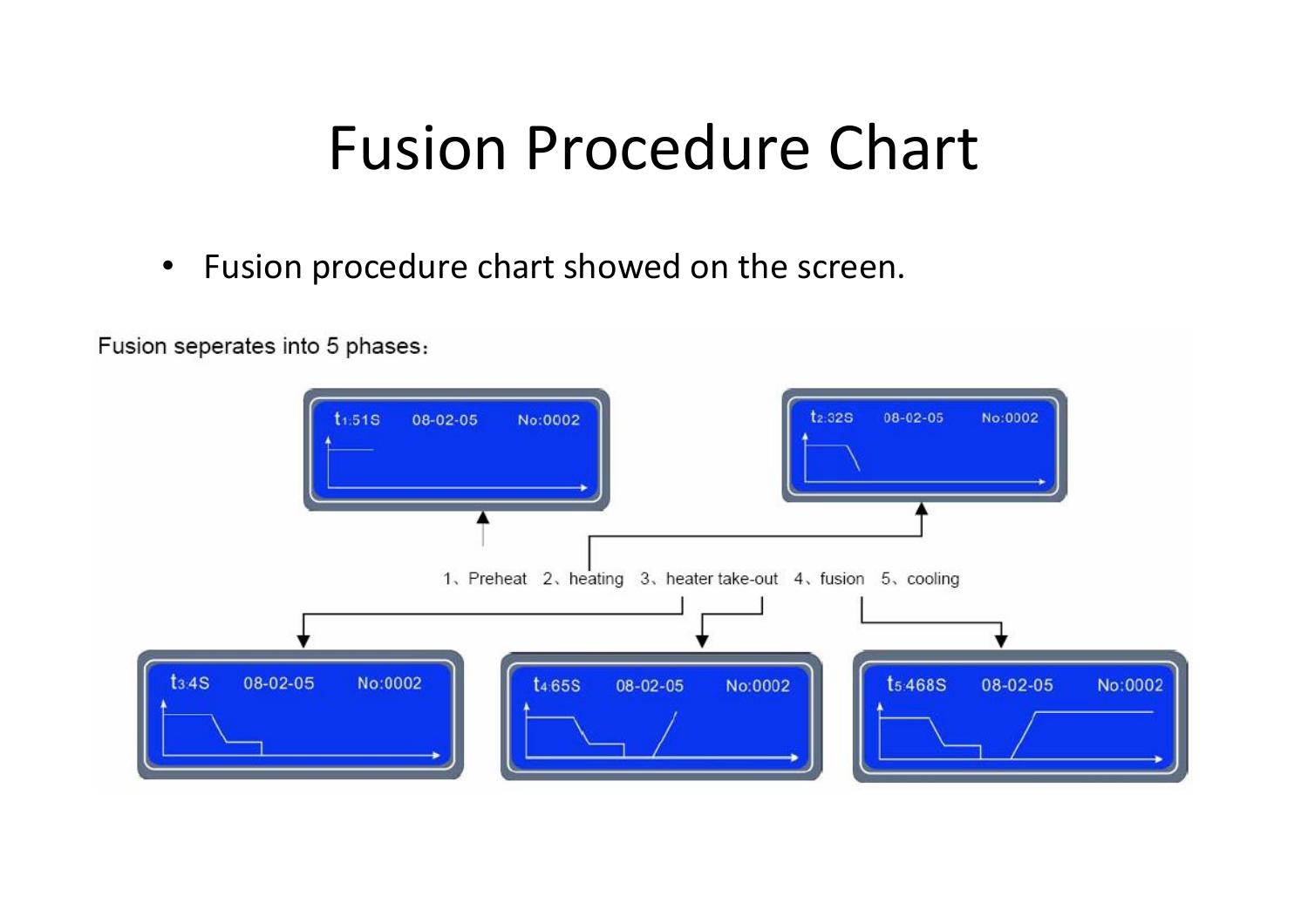# Fusion Procedure Chart

- Fusion procedure chart showed on the screen.

Fusion seperates into 5 phases:

$t_1$:51S 08-02-05 No:0002

$t_2$:32S 08-02-05 No:0002

1、Preheat 2、heating 3、heater take-out 4、fusion 5、cooling

$t_3$:4S 08-02-05 No:0002

$t_4$:65S 08-02-05 No:0002

$t_5$:468S 08-02-05 No:0002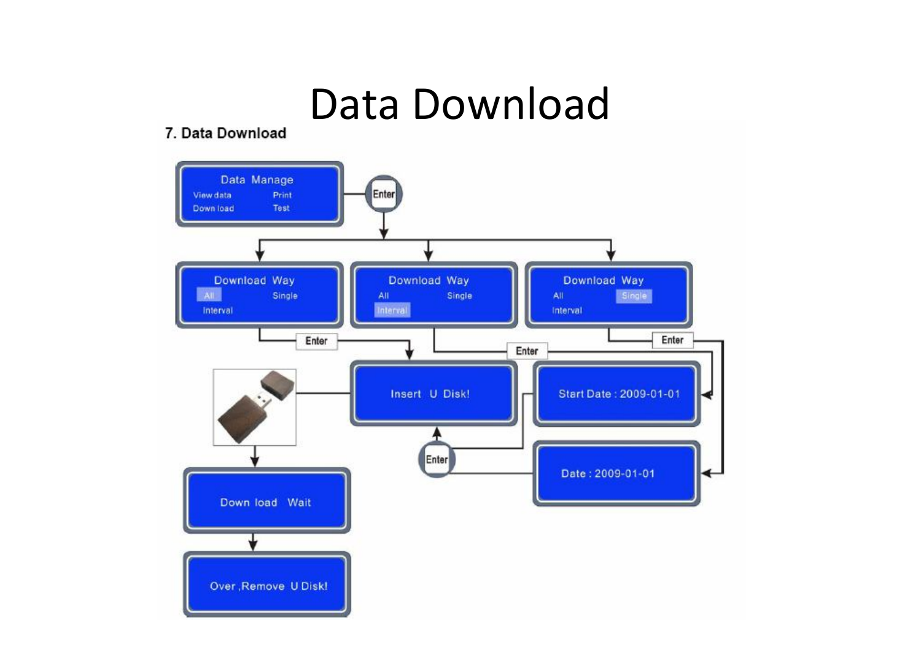# Data Download

### 7. Data Download

Data Manage
View data
Print
Down load
Test

Enter

Download Way
All
Single
Interval

Enter

Insert U Disk!

Start Date : 2009-01-01

Date : 2009-01-01

Down load Wait

Over ,Remove U Disk!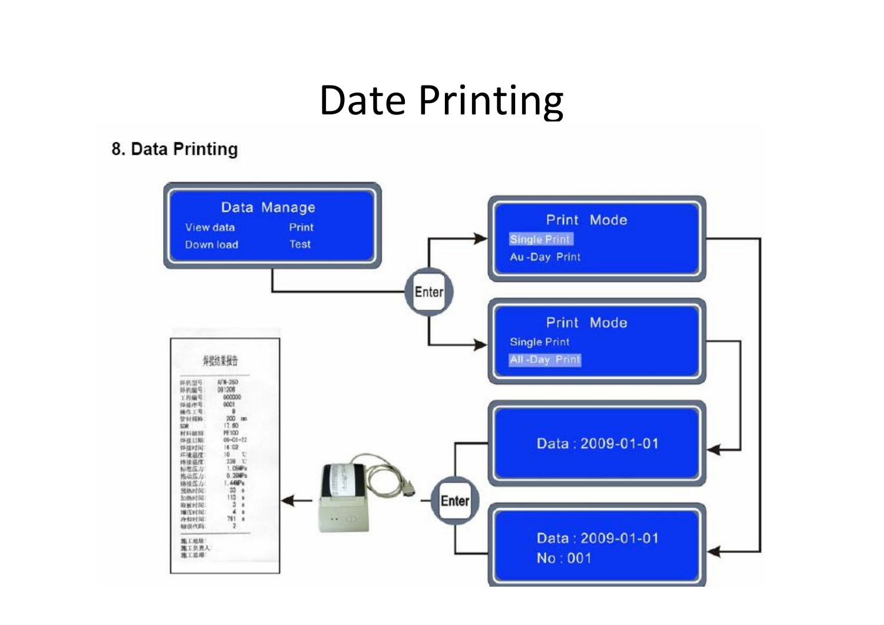# Date Printing

## 8. Data Printing

Data Manage

View data    Print

Down load    Test

Enter

Print Mode

Single Print

Au -Day Print

Print Mode

Single Print

All -Day Print

Data : 2009-01-01

Enter

Data : 2009-01-01

No : 001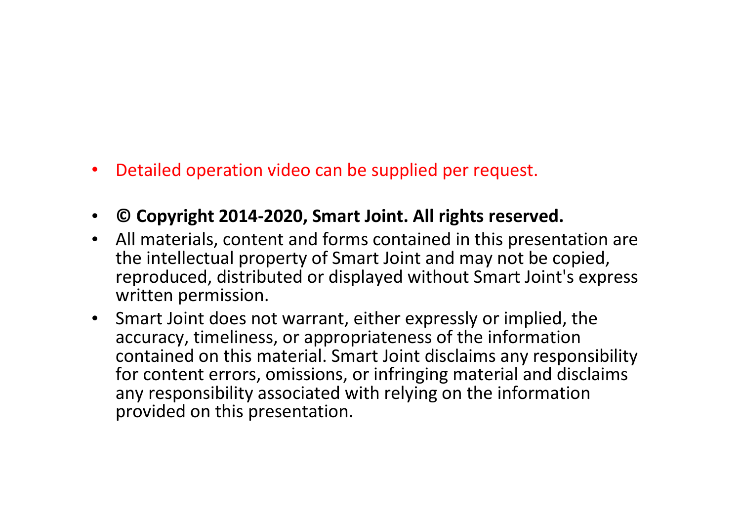- Detailed operation video can be supplied per request.

- **© Copyright 2014-2020, Smart Joint. All rights reserved.**
- All materials, content and forms contained in this presentation are the intellectual property of Smart Joint and may not be copied, reproduced, distributed or displayed without Smart Joint's express written permission.
- Smart Joint does not warrant, either expressly or implied, the accuracy, timeliness, or appropriateness of the information contained on this material. Smart Joint disclaims any responsibility for content errors, omissions, or infringing material and disclaims any responsibility associated with relying on the information provided on this presentation.